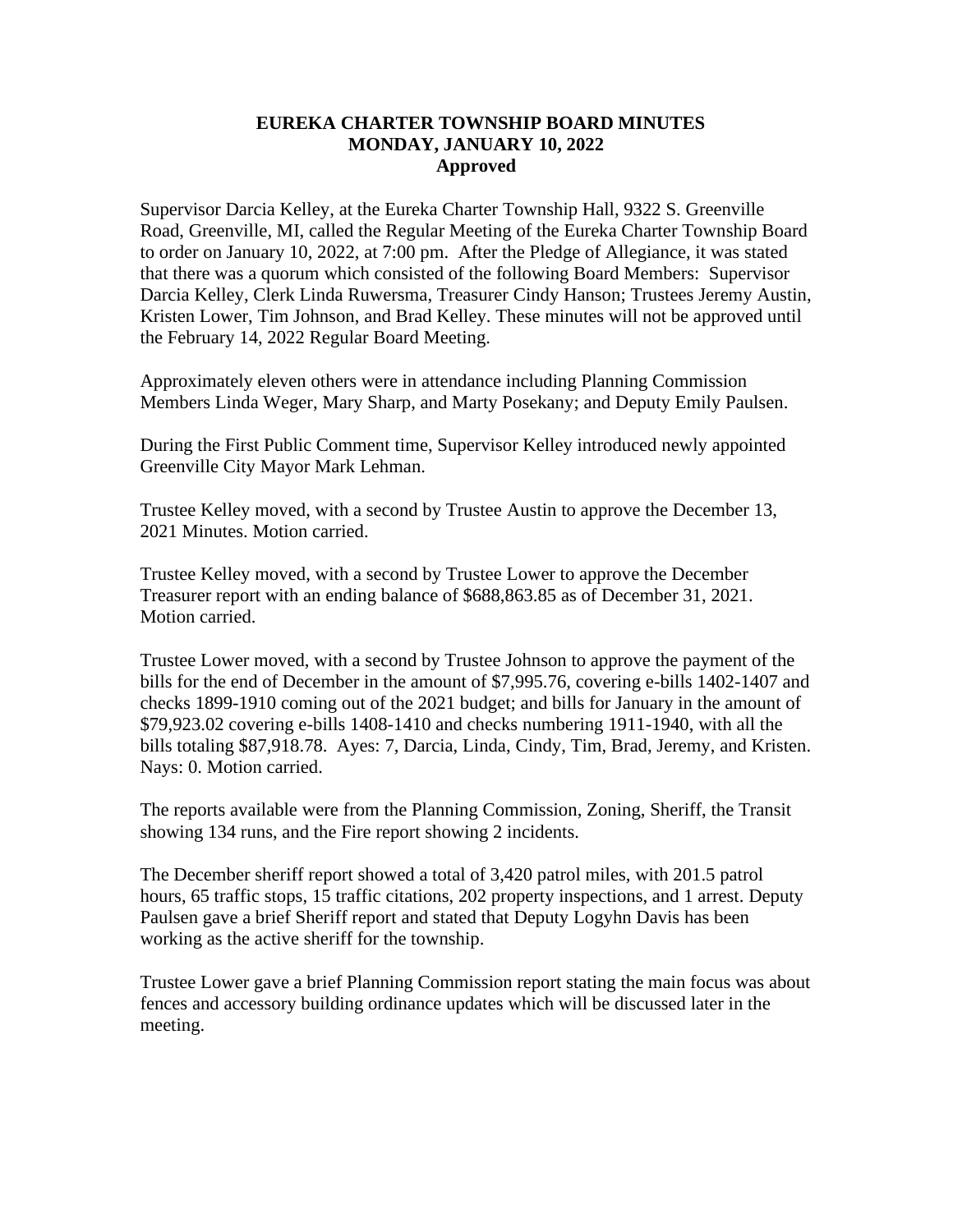# EUREKA CHARTER TOWNSHIP BOARD MINUTES
## MONDAY, JANUARY 10, 2022
### Approved

Supervisor Darcia Kelley, at the Eureka Charter Township Hall, 9322 S. Greenville Road, Greenville, MI, called the Regular Meeting of the Eureka Charter Township Board to order on January 10, 2022, at 7:00 pm. After the Pledge of Allegiance, it was stated that there was a quorum which consisted of the following Board Members: Supervisor Darcia Kelley, Clerk Linda Ruwersma, Treasurer Cindy Hanson; Trustees Jeremy Austin, Kristen Lower, Tim Johnson, and Brad Kelley. These minutes will not be approved until the February 14, 2022 Regular Board Meeting.

Approximately eleven others were in attendance including Planning Commission Members Linda Weger, Mary Sharp, and Marty Posekany; and Deputy Emily Paulsen.

During the First Public Comment time, Supervisor Kelley introduced newly appointed Greenville City Mayor Mark Lehman.

Trustee Kelley moved, with a second by Trustee Austin to approve the December 13, 2021 Minutes. Motion carried.

Trustee Kelley moved, with a second by Trustee Lower to approve the December Treasurer report with an ending balance of $688,863.85 as of December 31, 2021. Motion carried.

Trustee Lower moved, with a second by Trustee Johnson to approve the payment of the bills for the end of December in the amount of $7,995.76, covering e-bills 1402-1407 and checks 1899-1910 coming out of the 2021 budget; and bills for January in the amount of $79,923.02 covering e-bills 1408-1410 and checks numbering 1911-1940, with all the bills totaling $87,918.78. Ayes: 7, Darcia, Linda, Cindy, Tim, Brad, Jeremy, and Kristen. Nays: 0. Motion carried.

The reports available were from the Planning Commission, Zoning, Sheriff, the Transit showing 134 runs, and the Fire report showing 2 incidents.

The December sheriff report showed a total of 3,420 patrol miles, with 201.5 patrol hours, 65 traffic stops, 15 traffic citations, 202 property inspections, and 1 arrest. Deputy Paulsen gave a brief Sheriff report and stated that Deputy Logyhn Davis has been working as the active sheriff for the township.

Trustee Lower gave a brief Planning Commission report stating the main focus was about fences and accessory building ordinance updates which will be discussed later in the meeting.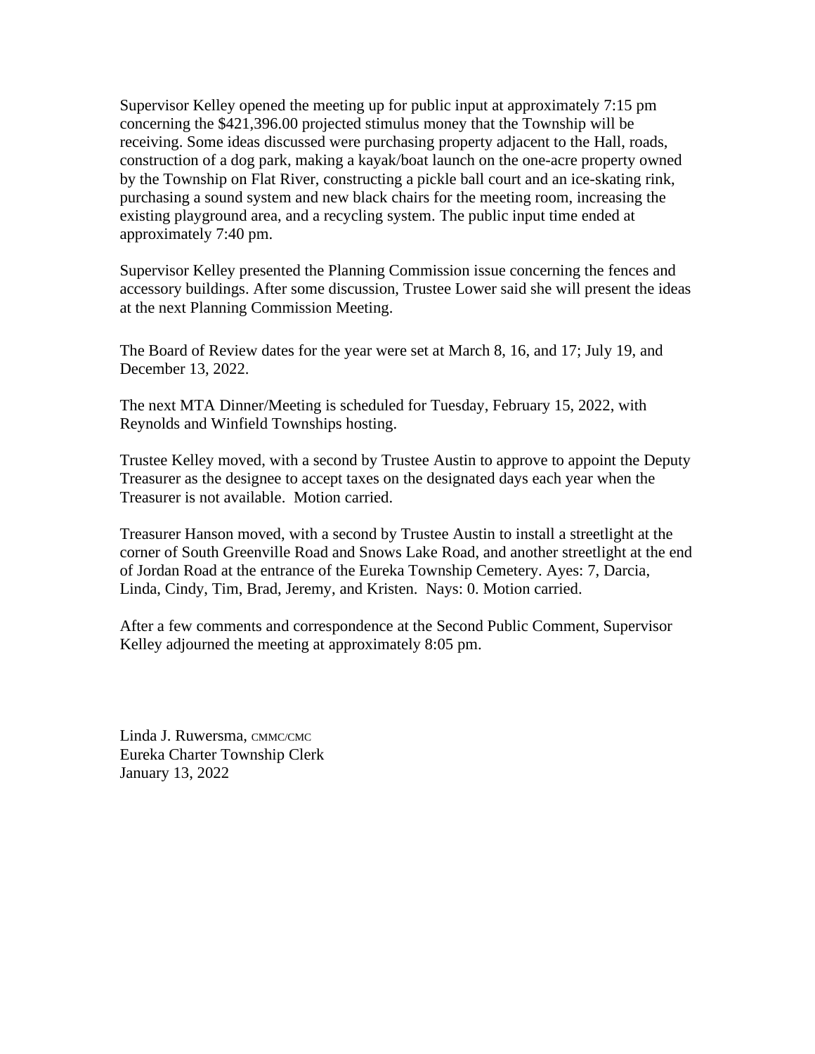Supervisor Kelley opened the meeting up for public input at approximately 7:15 pm concerning the $421,396.00 projected stimulus money that the Township will be receiving. Some ideas discussed were purchasing property adjacent to the Hall, roads, construction of a dog park, making a kayak/boat launch on the one-acre property owned by the Township on Flat River, constructing a pickle ball court and an ice-skating rink, purchasing a sound system and new black chairs for the meeting room, increasing the existing playground area, and a recycling system. The public input time ended at approximately 7:40 pm.

Supervisor Kelley presented the Planning Commission issue concerning the fences and accessory buildings. After some discussion, Trustee Lower said she will present the ideas at the next Planning Commission Meeting.

The Board of Review dates for the year were set at March 8, 16, and 17; July 19, and December 13, 2022.

The next MTA Dinner/Meeting is scheduled for Tuesday, February 15, 2022, with Reynolds and Winfield Townships hosting.

Trustee Kelley moved, with a second by Trustee Austin to approve to appoint the Deputy Treasurer as the designee to accept taxes on the designated days each year when the Treasurer is not available. Motion carried.

Treasurer Hanson moved, with a second by Trustee Austin to install a streetlight at the corner of South Greenville Road and Snows Lake Road, and another streetlight at the end of Jordan Road at the entrance of the Eureka Township Cemetery. Ayes: 7, Darcia, Linda, Cindy, Tim, Brad, Jeremy, and Kristen. Nays: 0. Motion carried.

After a few comments and correspondence at the Second Public Comment, Supervisor Kelley adjourned the meeting at approximately 8:05 pm.

Linda J. Ruwersma, CMMC/CMC
Eureka Charter Township Clerk
January 13, 2022